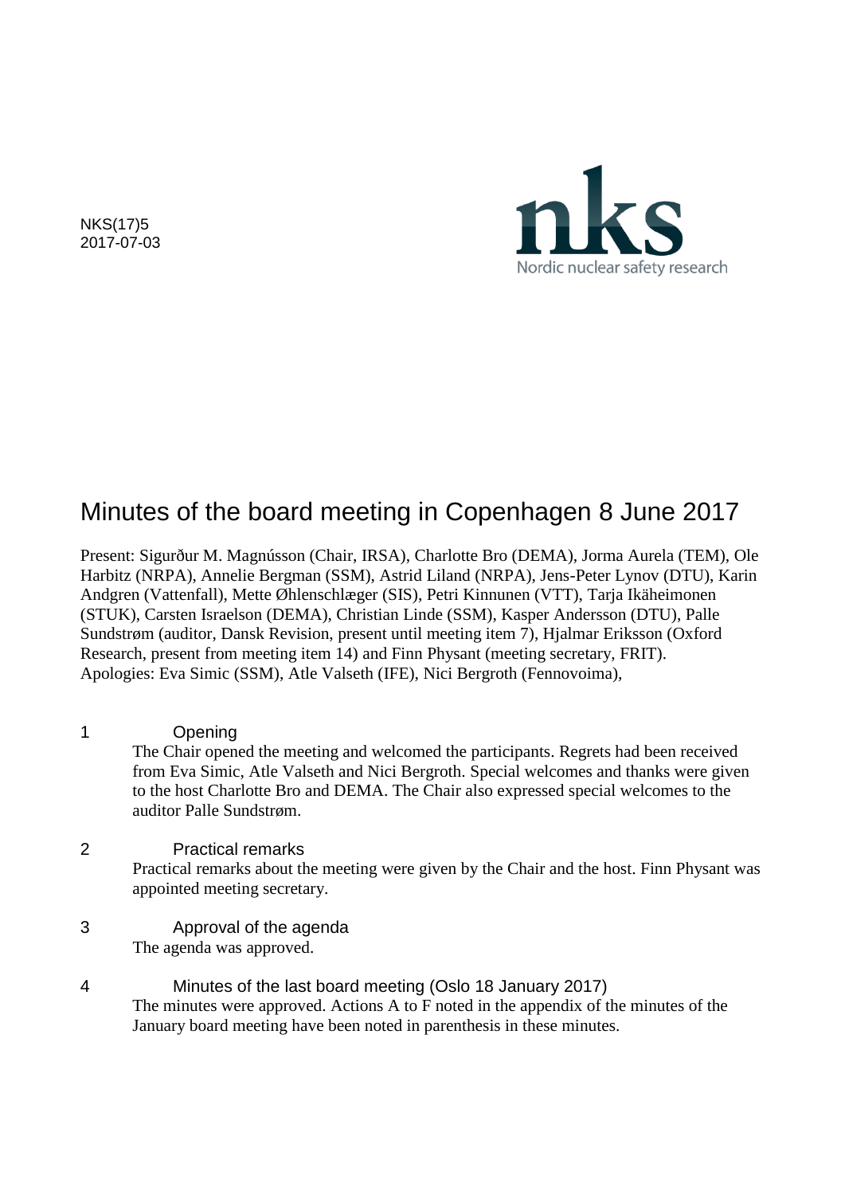NKS(17)5
2017-07-03

nks
Nordic nuclear safety research

# Minutes of the board meeting in Copenhagen 8 June 2017

Present: Sigurður M. Magnússon (Chair, IRSA), Charlotte Bro (DEMA), Jorma Aurela (TEM), Ole Harbitz (NRPA), Annelie Bergman (SSM), Astrid Liland (NRPA), Jens-Peter Lynov (DTU), Karin Andgren (Vattenfall), Mette Øhlenschlæger (SIS), Petri Kinnunen (VTT), Tarja Ikäheimonen (STUK), Carsten Israelson (DEMA), Christian Linde (SSM), Kasper Andersson (DTU), Palle Sundstrøm (auditor, Dansk Revision, present until meeting item 7), Hjalmar Eriksson (Oxford Research, present from meeting item 14) and Finn Physant (meeting secretary, FRIT).
Apologies: Eva Simic (SSM), Atle Valseth (IFE), Nici Bergroth (Fennovoima),

## 1 Opening

The Chair opened the meeting and welcomed the participants. Regrets had been received from Eva Simic, Atle Valseth and Nici Bergroth. Special welcomes and thanks were given to the host Charlotte Bro and DEMA. The Chair also expressed special welcomes to the auditor Palle Sundstrøm.

## 2 Practical remarks

Practical remarks about the meeting were given by the Chair and the host. Finn Physant was appointed meeting secretary.

## 3 Approval of the agenda

The agenda was approved.

## 4 Minutes of the last board meeting (Oslo 18 January 2017)

The minutes were approved. Actions A to F noted in the appendix of the minutes of the January board meeting have been noted in parenthesis in these minutes.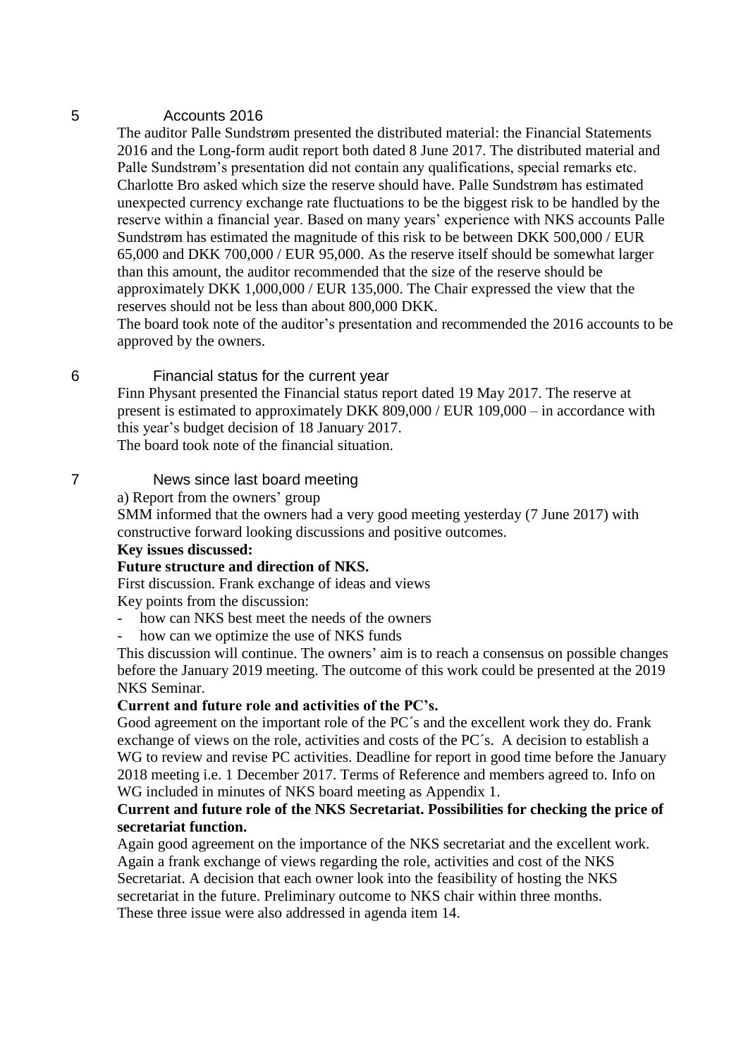## 5 Accounts 2016

The auditor Palle Sundstrøm presented the distributed material: the Financial Statements 2016 and the Long-form audit report both dated 8 June 2017. The distributed material and Palle Sundstrøm's presentation did not contain any qualifications, special remarks etc. Charlotte Bro asked which size the reserve should have. Palle Sundstrøm has estimated unexpected currency exchange rate fluctuations to be the biggest risk to be handled by the reserve within a financial year. Based on many years' experience with NKS accounts Palle Sundstrøm has estimated the magnitude of this risk to be between DKK 500,000 / EUR 65,000 and DKK 700,000 / EUR 95,000. As the reserve itself should be somewhat larger than this amount, the auditor recommended that the size of the reserve should be approximately DKK 1,000,000 / EUR 135,000. The Chair expressed the view that the reserves should not be less than about 800,000 DKK.

The board took note of the auditor's presentation and recommended the 2016 accounts to be approved by the owners.

## 6 Financial status for the current year

Finn Physant presented the Financial status report dated 19 May 2017. The reserve at present is estimated to approximately DKK 809,000 / EUR 109,000 – in accordance with this year's budget decision of 18 January 2017.

The board took note of the financial situation.

## 7 News since last board meeting

a) Report from the owners' group

SMM informed that the owners had a very good meeting yesterday (7 June 2017) with constructive forward looking discussions and positive outcomes.

**Key issues discussed:**

**Future structure and direction of NKS.**

First discussion. Frank exchange of ideas and views

Key points from the discussion:

- how can NKS best meet the needs of the owners
- how can we optimize the use of NKS funds

This discussion will continue. The owners' aim is to reach a consensus on possible changes before the January 2019 meeting. The outcome of this work could be presented at the 2019 NKS Seminar.

**Current and future role and activities of the PC's.**

Good agreement on the important role of the PC´s and the excellent work they do. Frank exchange of views on the role, activities and costs of the PC´s. A decision to establish a WG to review and revise PC activities. Deadline for report in good time before the January 2018 meeting i.e. 1 December 2017. Terms of Reference and members agreed to. Info on WG included in minutes of NKS board meeting as Appendix 1.

**Current and future role of the NKS Secretariat. Possibilities for checking the price of secretariat function.**

Again good agreement on the importance of the NKS secretariat and the excellent work. Again a frank exchange of views regarding the role, activities and cost of the NKS Secretariat. A decision that each owner look into the feasibility of hosting the NKS secretariat in the future. Preliminary outcome to NKS chair within three months.

These three issue were also addressed in agenda item 14.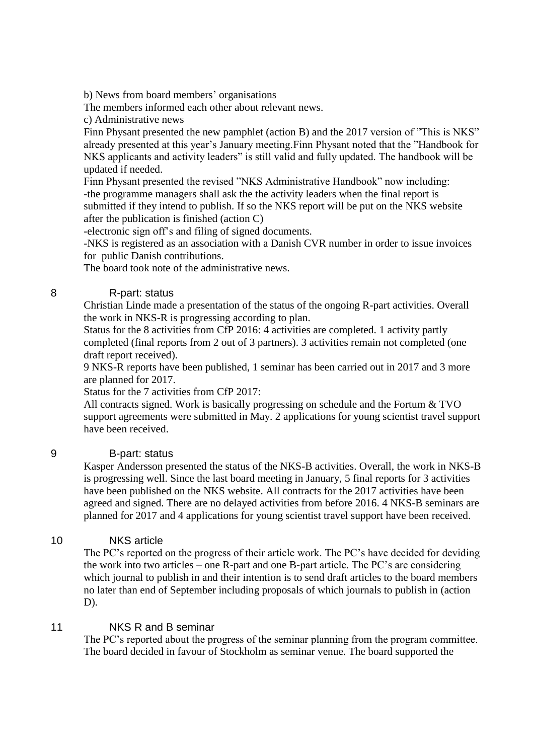b) News from board members' organisations

The members informed each other about relevant news.

c) Administrative news

Finn Physant presented the new pamphlet (action B) and the 2017 version of "This is NKS" already presented at this year's January meeting.Finn Physant noted that the "Handbook for NKS applicants and activity leaders" is still valid and fully updated. The handbook will be updated if needed.

Finn Physant presented the revised "NKS Administrative Handbook" now including:

-the programme managers shall ask the the activity leaders when the final report is submitted if they intend to publish. If so the NKS report will be put on the NKS website after the publication is finished (action C)

-electronic sign off's and filing of signed documents.

-NKS is registered as an association with a Danish CVR number in order to issue invoices for public Danish contributions.

The board took note of the administrative news.

## 8 R-part: status

Christian Linde made a presentation of the status of the ongoing R-part activities. Overall the work in NKS-R is progressing according to plan.

Status for the 8 activities from CfP 2016: 4 activities are completed. 1 activity partly completed (final reports from 2 out of 3 partners). 3 activities remain not completed (one draft report received).

9 NKS-R reports have been published, 1 seminar has been carried out in 2017 and 3 more are planned for 2017.

Status for the 7 activities from CfP 2017:

All contracts signed. Work is basically progressing on schedule and the Fortum & TVO support agreements were submitted in May. 2 applications for young scientist travel support have been received.

## 9 B-part: status

Kasper Andersson presented the status of the NKS-B activities. Overall, the work in NKS-B is progressing well. Since the last board meeting in January, 5 final reports for 3 activities have been published on the NKS website. All contracts for the 2017 activities have been agreed and signed. There are no delayed activities from before 2016. 4 NKS-B seminars are planned for 2017 and 4 applications for young scientist travel support have been received.

## 10 NKS article

The PC's reported on the progress of their article work. The PC's have decided for deviding the work into two articles – one R-part and one B-part article. The PC's are considering which journal to publish in and their intention is to send draft articles to the board members no later than end of September including proposals of which journals to publish in (action D).

## 11 NKS R and B seminar

The PC's reported about the progress of the seminar planning from the program committee. The board decided in favour of Stockholm as seminar venue. The board supported the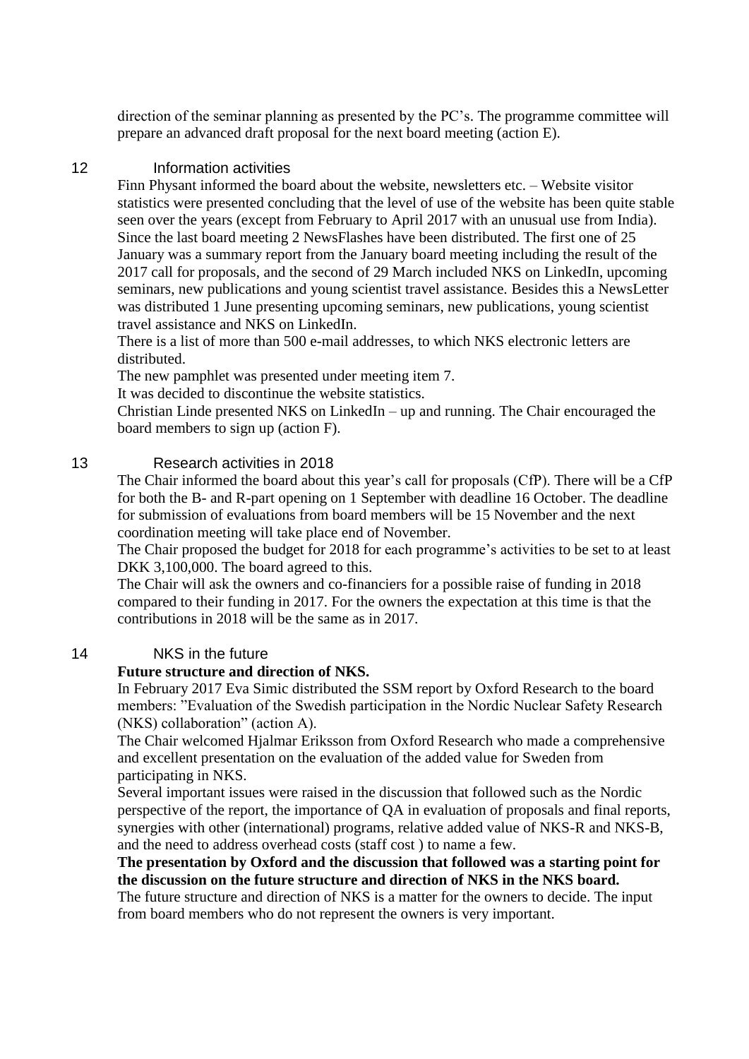direction of the seminar planning as presented by the PC's. The programme committee will prepare an advanced draft proposal for the next board meeting (action E).

## 12 Information activities

Finn Physant informed the board about the website, newsletters etc. – Website visitor statistics were presented concluding that the level of use of the website has been quite stable seen over the years (except from February to April 2017 with an unusual use from India). Since the last board meeting 2 NewsFlashes have been distributed. The first one of 25 January was a summary report from the January board meeting including the result of the 2017 call for proposals, and the second of 29 March included NKS on LinkedIn, upcoming seminars, new publications and young scientist travel assistance. Besides this a NewsLetter was distributed 1 June presenting upcoming seminars, new publications, young scientist travel assistance and NKS on LinkedIn.

There is a list of more than 500 e-mail addresses, to which NKS electronic letters are distributed.

The new pamphlet was presented under meeting item 7.

It was decided to discontinue the website statistics.

Christian Linde presented NKS on LinkedIn – up and running. The Chair encouraged the board members to sign up (action F).

## 13 Research activities in 2018

The Chair informed the board about this year's call for proposals (CfP). There will be a CfP for both the B- and R-part opening on 1 September with deadline 16 October. The deadline for submission of evaluations from board members will be 15 November and the next coordination meeting will take place end of November.

The Chair proposed the budget for 2018 for each programme's activities to be set to at least DKK 3,100,000. The board agreed to this.

The Chair will ask the owners and co-financiers for a possible raise of funding in 2018 compared to their funding in 2017. For the owners the expectation at this time is that the contributions in 2018 will be the same as in 2017.

## 14 NKS in the future

**Future structure and direction of NKS.**

In February 2017 Eva Simic distributed the SSM report by Oxford Research to the board members: "Evaluation of the Swedish participation in the Nordic Nuclear Safety Research (NKS) collaboration" (action A).

The Chair welcomed Hjalmar Eriksson from Oxford Research who made a comprehensive and excellent presentation on the evaluation of the added value for Sweden from participating in NKS.

Several important issues were raised in the discussion that followed such as the Nordic perspective of the report, the importance of QA in evaluation of proposals and final reports, synergies with other (international) programs, relative added value of NKS-R and NKS-B, and the need to address overhead costs (staff cost ) to name a few.

**The presentation by Oxford and the discussion that followed was a starting point for the discussion on the future structure and direction of NKS in the NKS board.**

The future structure and direction of NKS is a matter for the owners to decide. The input from board members who do not represent the owners is very important.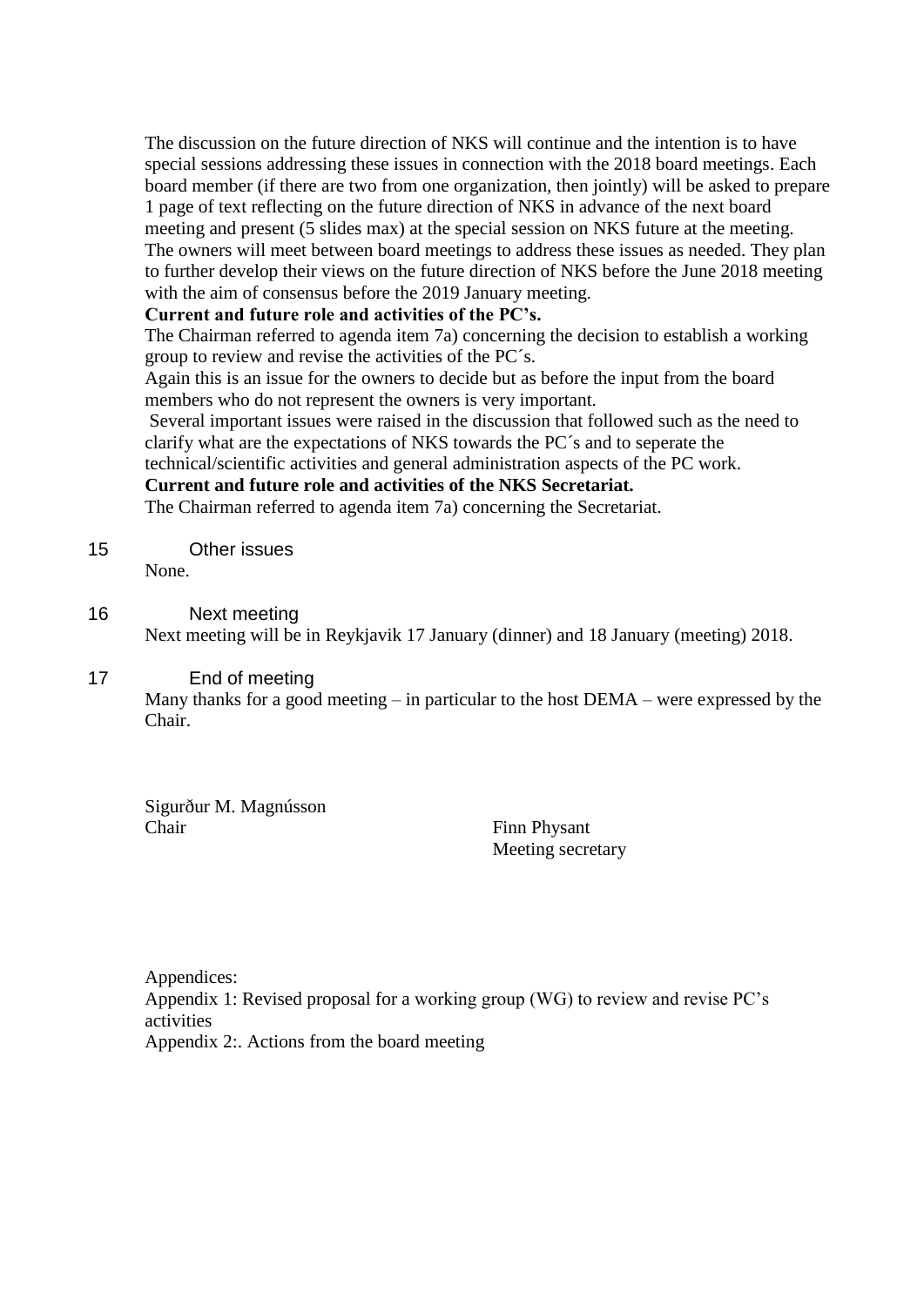The discussion on the future direction of NKS will continue and the intention is to have special sessions addressing these issues in connection with the 2018 board meetings. Each board member (if there are two from one organization, then jointly) will be asked to prepare 1 page of text reflecting on the future direction of NKS in advance of the next board meeting and present (5 slides max) at the special session on NKS future at the meeting. The owners will meet between board meetings to address these issues as needed. They plan to further develop their views on the future direction of NKS before the June 2018 meeting with the aim of consensus before the 2019 January meeting.

**Current and future role and activities of the PC's.**

The Chairman referred to agenda item 7a) concerning the decision to establish a working group to review and revise the activities of the PC´s.

Again this is an issue for the owners to decide but as before the input from the board members who do not represent the owners is very important.

Several important issues were raised in the discussion that followed such as the need to clarify what are the expectations of NKS towards the PC´s and to seperate the technical/scientific activities and general administration aspects of the PC work.

**Current and future role and activities of the NKS Secretariat.**

The Chairman referred to agenda item 7a) concerning the Secretariat.

## 15 Other issues

None.

## 16 Next meeting

Next meeting will be in Reykjavik 17 January (dinner) and 18 January (meeting) 2018.

## 17 End of meeting

Many thanks for a good meeting – in particular to the host DEMA – were expressed by the Chair.

Sigurður M. Magnússon
Chair

Finn Physant
Meeting secretary

Appendices:
Appendix 1: Revised proposal for a working group (WG) to review and revise PC's activities
Appendix 2:. Actions from the board meeting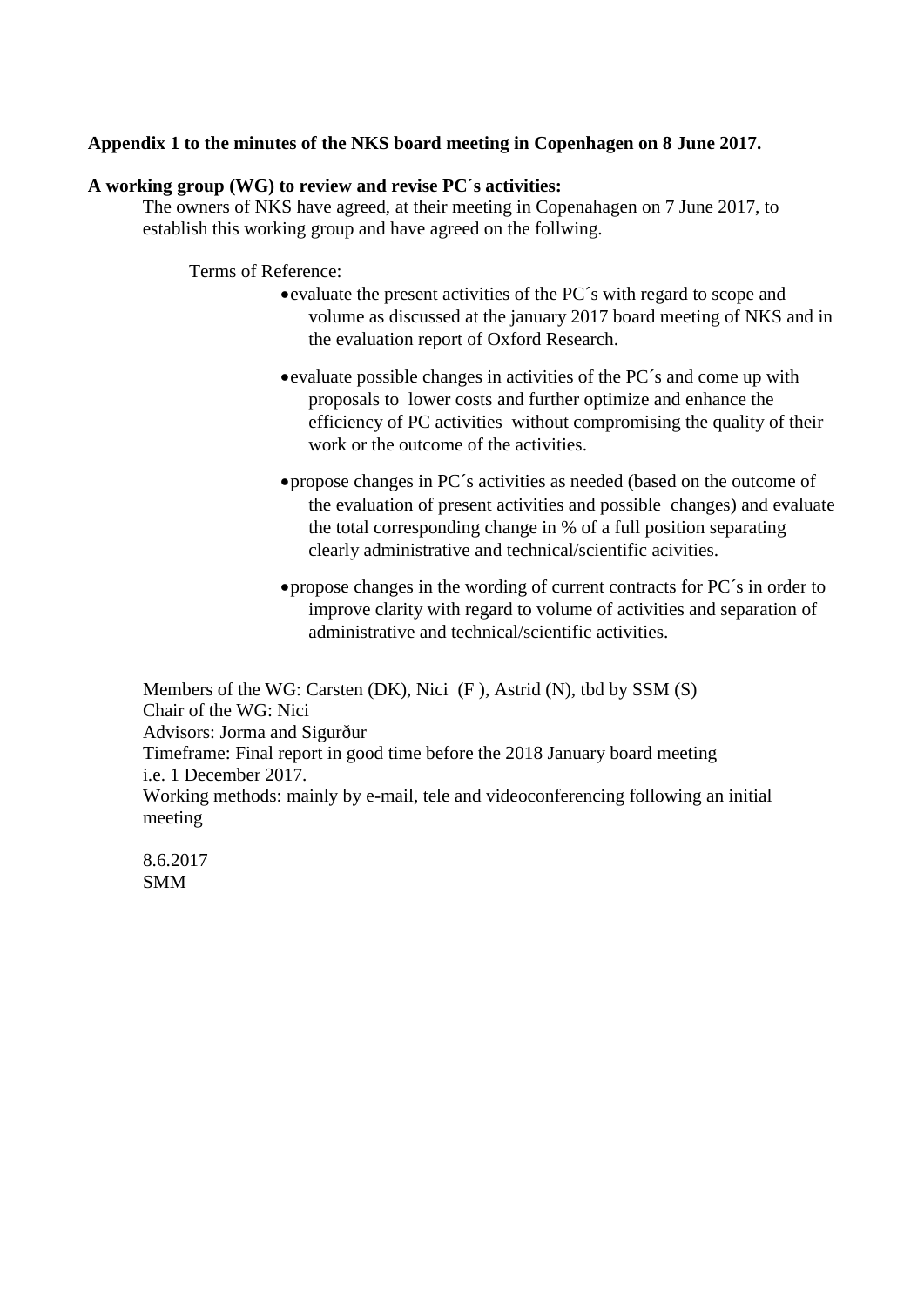**Appendix 1 to the minutes of the NKS board meeting in Copenhagen on 8 June 2017.**

**A working group (WG) to review and revise PC´s activities:**

The owners of NKS have agreed, at their meeting in Copenahagen on 7 June 2017, to establish this working group and have agreed on the follwing.

Terms of Reference:

- evaluate the present activities of the PC´s with regard to scope and volume as discussed at the january 2017 board meeting of NKS and in the evaluation report of Oxford Research.
- evaluate possible changes in activities of the PC´s and come up with proposals to lower costs and further optimize and enhance the efficiency of PC activities without compromising the quality of their work or the outcome of the activities.
- propose changes in PC´s activities as needed (based on the outcome of the evaluation of present activities and possible changes) and evaluate the total corresponding change in % of a full position separating clearly administrative and technical/scientific acivities.
- propose changes in the wording of current contracts for PC´s in order to improve clarity with regard to volume of activities and separation of administrative and technical/scientific activities.

Members of the WG: Carsten (DK), Nici (F ), Astrid (N), tbd by SSM (S)
Chair of the WG: Nici
Advisors: Jorma and Sigurður
Timeframe: Final report in good time before the 2018 January board meeting i.e. 1 December 2017.
Working methods: mainly by e-mail, tele and videoconferencing following an initial meeting

8.6.2017
SMM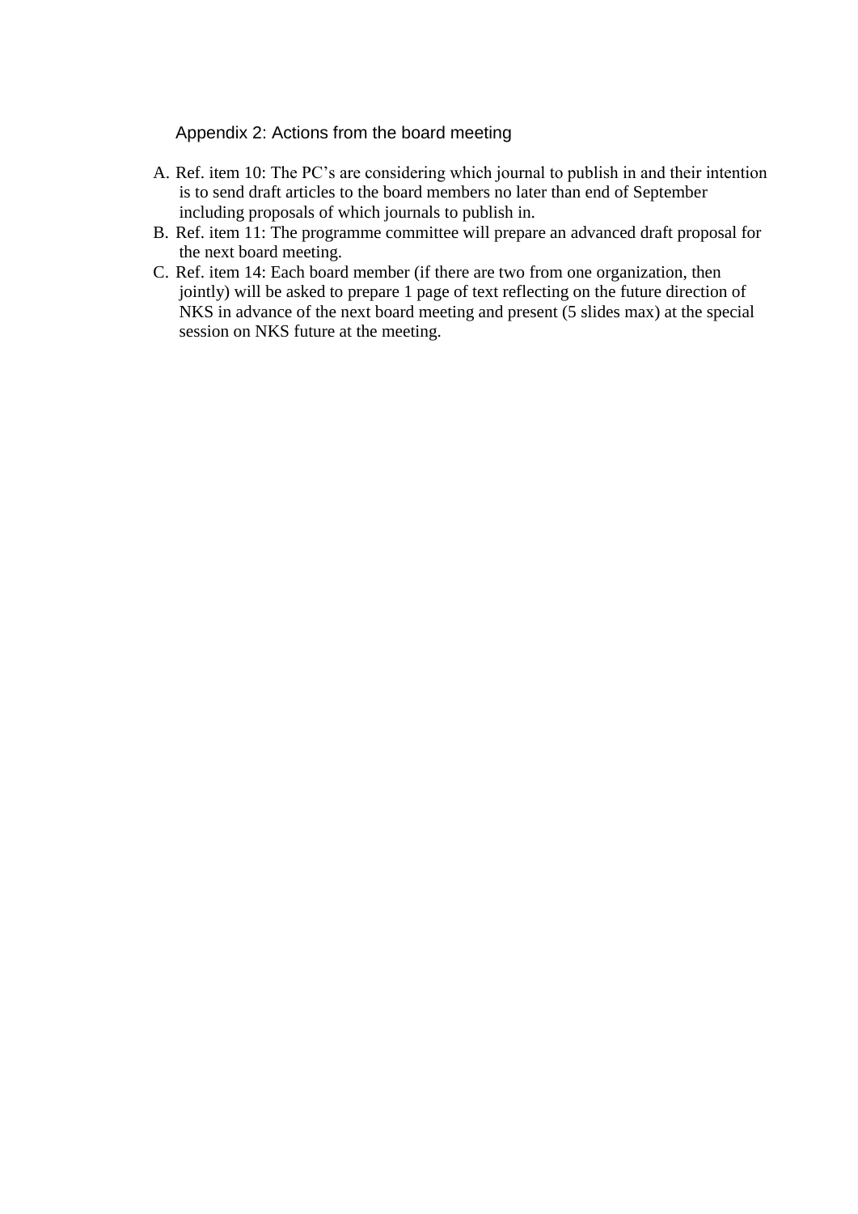## Appendix 2: Actions from the board meeting

A. Ref. item 10: The PC's are considering which journal to publish in and their intention is to send draft articles to the board members no later than end of September including proposals of which journals to publish in.

B. Ref. item 11: The programme committee will prepare an advanced draft proposal for the next board meeting.

C. Ref. item 14: Each board member (if there are two from one organization, then jointly) will be asked to prepare 1 page of text reflecting on the future direction of NKS in advance of the next board meeting and present (5 slides max) at the special session on NKS future at the meeting.